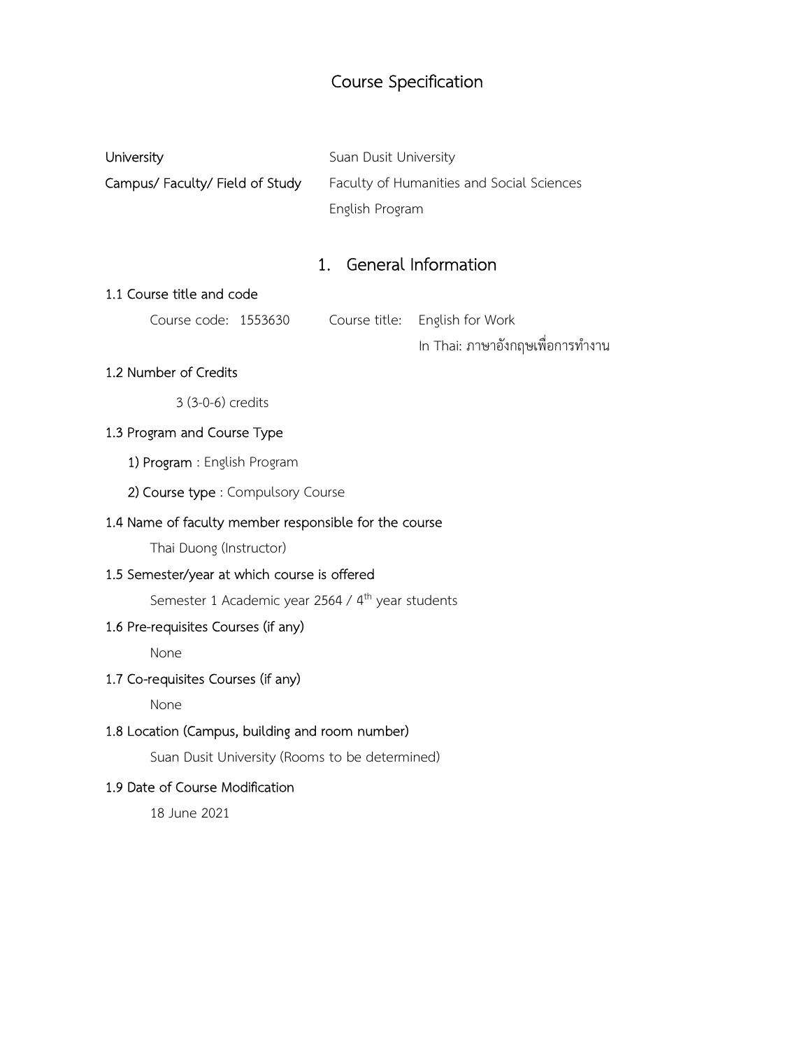# Course Specification

**University** Suan Dusit University

**Campus/ Faculty/ Field of Study** Faculty of Humanities and Social Sciences
English Program

## 1. General Information

**1.1 Course title and code**

Course code: 1553630 Course title: English for Work
In Thai: ภาษาอังกฤษเพื่อการทำงาน

**1.2 Number of Credits**

3 (3-0-6) credits

**1.3 Program and Course Type**

**1) Program** : English Program

**2) Course type** : Compulsory Course

**1.4 Name of faculty member responsible for the course**

Thai Duong (Instructor)

**1.5 Semester/year at which course is offered**

Semester 1 Academic year 2564 / 4th year students

**1.6 Pre-requisites Courses (if any)**

None

**1.7 Co-requisites Courses (if any)**

None

**1.8 Location (Campus, building and room number)**

Suan Dusit University (Rooms to be determined)

**1.9 Date of Course Modification**

18 June 2021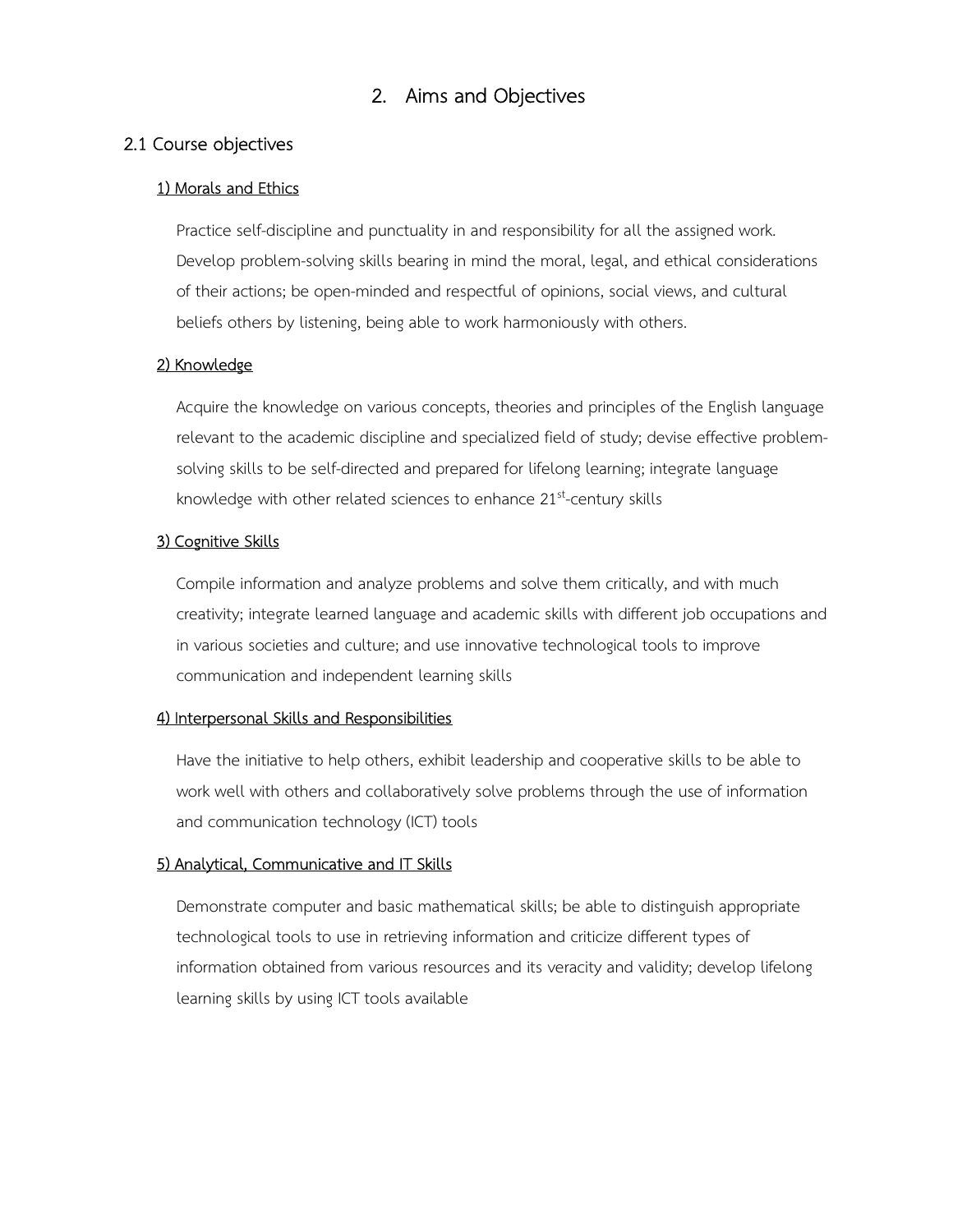## 2. Aims and Objectives

### 2.1 Course objectives

**1) Morals and Ethics**

Practice self-discipline and punctuality in and responsibility for all the assigned work. Develop problem-solving skills bearing in mind the moral, legal, and ethical considerations of their actions; be open-minded and respectful of opinions, social views, and cultural beliefs others by listening, being able to work harmoniously with others.

**2) Knowledge**

Acquire the knowledge on various concepts, theories and principles of the English language relevant to the academic discipline and specialized field of study; devise effective problem-solving skills to be self-directed and prepared for lifelong learning; integrate language knowledge with other related sciences to enhance 21st-century skills

**3) Cognitive Skills**

Compile information and analyze problems and solve them critically, and with much creativity; integrate learned language and academic skills with different job occupations and in various societies and culture; and use innovative technological tools to improve communication and independent learning skills

**4) Interpersonal Skills and Responsibilities**

Have the initiative to help others, exhibit leadership and cooperative skills to be able to work well with others and collaboratively solve problems through the use of information and communication technology (ICT) tools

**5) Analytical, Communicative and IT Skills**

Demonstrate computer and basic mathematical skills; be able to distinguish appropriate technological tools to use in retrieving information and criticize different types of information obtained from various resources and its veracity and validity; develop lifelong learning skills by using ICT tools available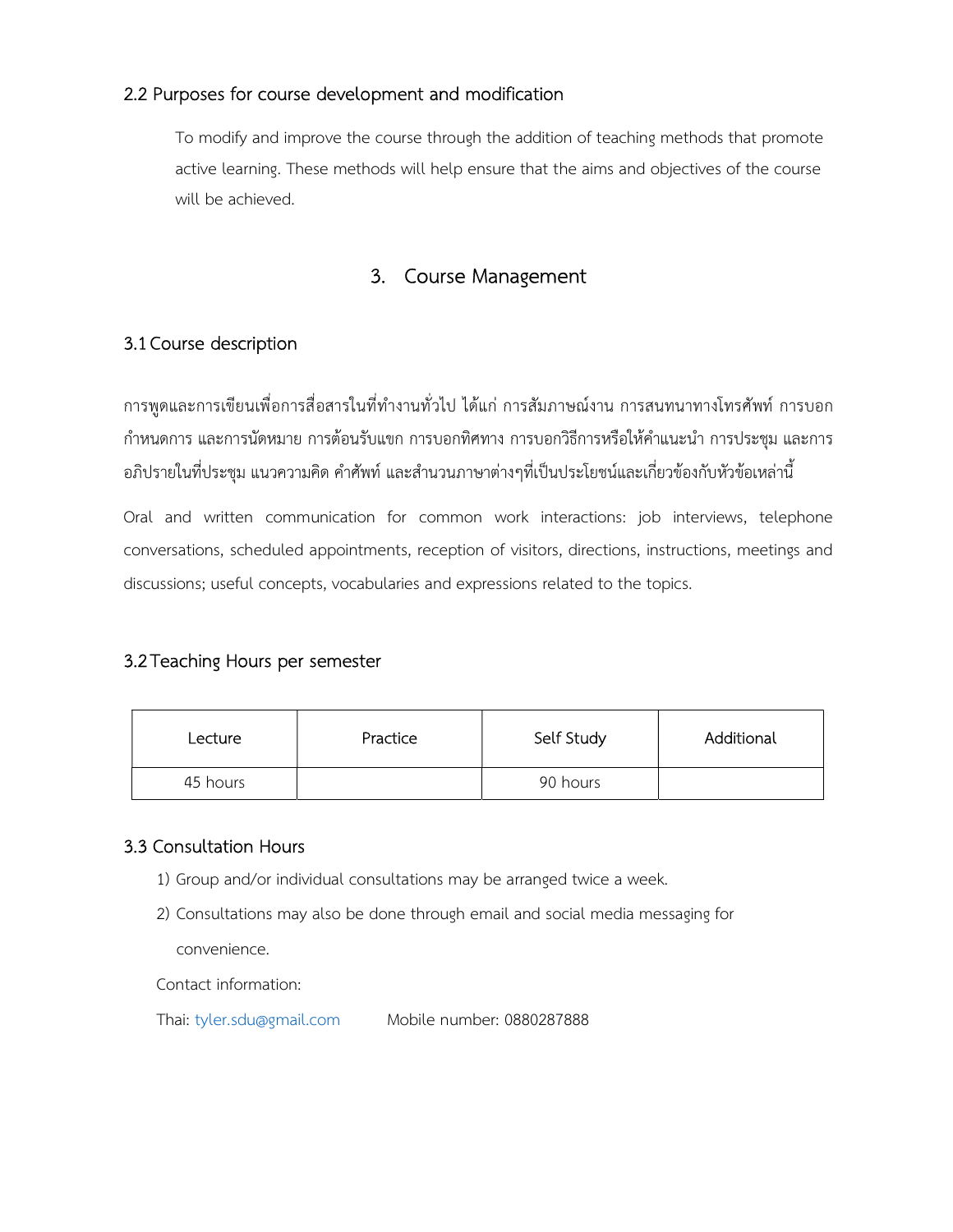### 2.2 Purposes for course development and modification

To modify and improve the course through the addition of teaching methods that promote active learning. These methods will help ensure that the aims and objectives of the course will be achieved.

## 3. Course Management

### 3.1 Course description

การพูดและการเขียนเพื่อการสื่อสารในที่ทำงานทั่วไป ได้แก่ การสัมภาษณ์งาน การสนทนาทางโทรศัพท์ การบอกกำหนดการ และการนัดหมาย การต้อนรับแขก การบอกทิศทาง การบอกวิธีการหรือให้คำแนะนำ การประชุม และการอภิปรายในที่ประชุม แนวความคิด คำศัพท์ และสำนวนภาษาต่างๆที่เป็นประโยชน์และเกี่ยวข้องกับหัวข้อเหล่านี้

Oral and written communication for common work interactions: job interviews, telephone conversations, scheduled appointments, reception of visitors, directions, instructions, meetings and discussions; useful concepts, vocabularies and expressions related to the topics.

### 3.2 Teaching Hours per semester

| Lecture | Practice | Self Study | Additional |
|---|---|---|---|
| 45 hours | | 90 hours | |

### 3.3 Consultation Hours

1) Group and/or individual consultations may be arranged twice a week.
2) Consultations may also be done through email and social media messaging for convenience.

Contact information:

Thai: tyler.sdu@gmail.com Mobile number: 0880287888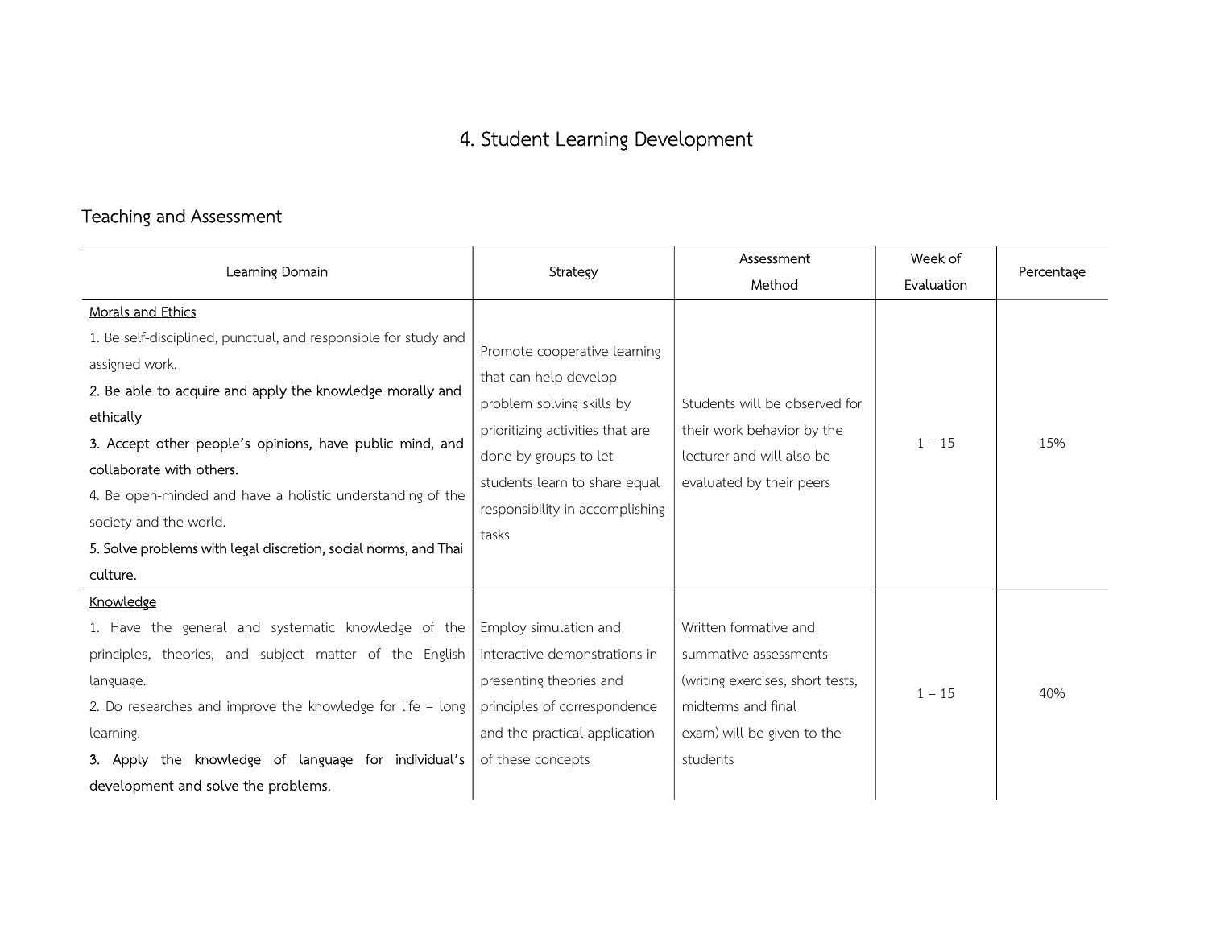# 4. Student Learning Development

## Teaching and Assessment

| Learning Domain | Strategy | Assessment Method | Week of Evaluation | Percentage |
|---|---|---|---|---|
| <u>Morals and Ethics</u><br>1. Be self-disciplined, punctual, and responsible for study and assigned work.<br>**2. Be able to acquire and apply the knowledge morally and ethically**<br>**3. Accept other people's opinions, have public mind, and collaborate with others.**<br>4. Be open-minded and have a holistic understanding of the society and the world.<br>**5. Solve problems with legal discretion, social norms, and Thai culture.** | Promote cooperative learning that can help develop problem solving skills by prioritizing activities that are done by groups to let students learn to share equal responsibility in accomplishing tasks | Students will be observed for their work behavior by the lecturer and will also be evaluated by their peers | 1 – 15 | 15% |
| <u>Knowledge</u><br>1. Have the general and systematic knowledge of the principles, theories, and subject matter of the English language.<br>2. Do researches and improve the knowledge for life – long learning.<br>**3. Apply the knowledge of language for individual's development and solve the problems.** | Employ simulation and interactive demonstrations in presenting theories and principles of correspondence and the practical application of these concepts | Written formative and summative assessments (writing exercises, short tests, midterms and final exam) will be given to the students | 1 – 15 | 40% |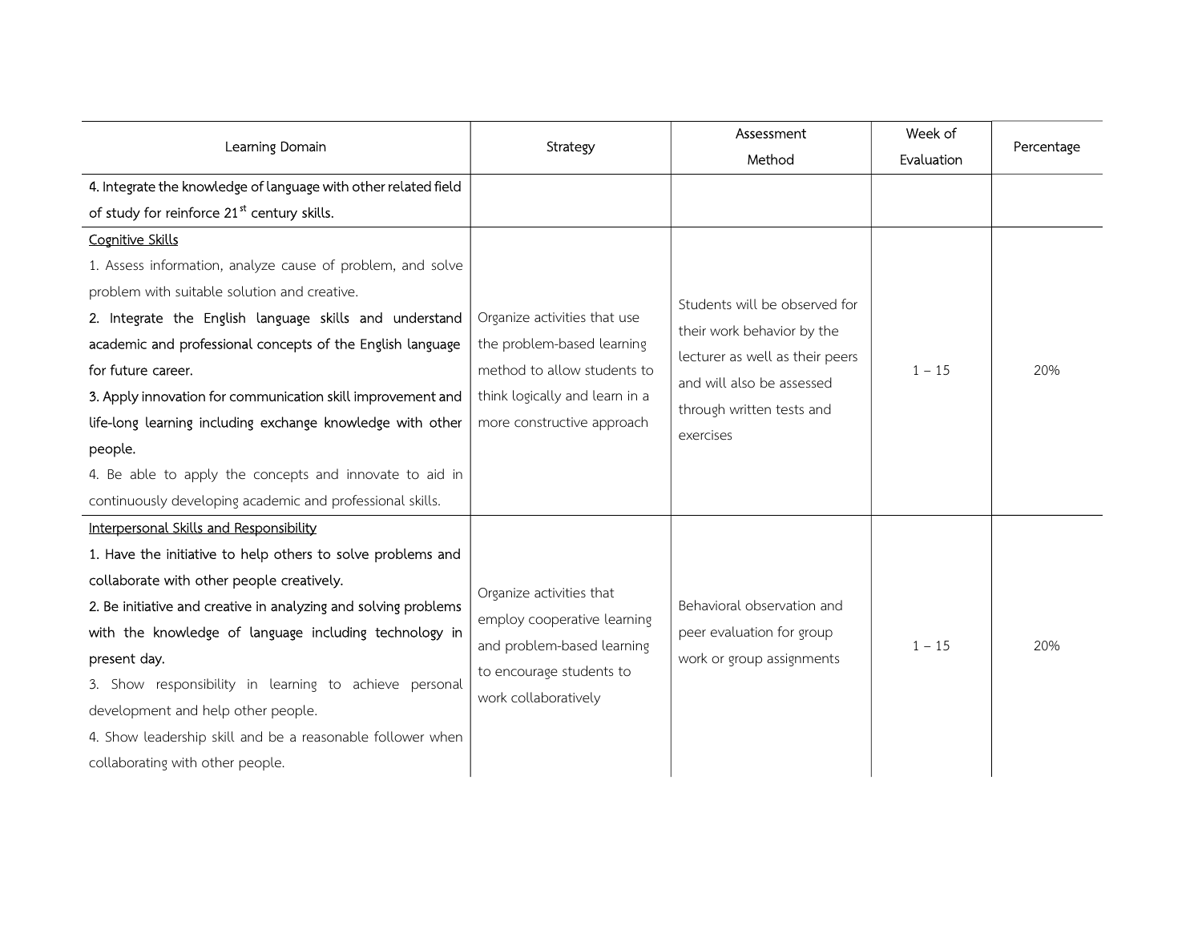| Learning Domain | Strategy | Assessment Method | Week of Evaluation | Percentage |
|---|---|---|---|---|
| **4. Integrate the knowledge of language with other related field of study for reinforce 21$^{st}$ century skills.** | | | | |
| <u>Cognitive Skills</u><br>1. Assess information, analyze cause of problem, and solve problem with suitable solution and creative.<br>**2. Integrate the English language skills and understand academic and professional concepts of the English language for future career.**<br>**3. Apply innovation for communication skill improvement and life-long learning including exchange knowledge with other people.**<br>4. Be able to apply the concepts and innovate to aid in continuously developing academic and professional skills. | Organize activities that use the problem-based learning method to allow students to think logically and learn in a more constructive approach | Students will be observed for their work behavior by the lecturer as well as their peers and will also be assessed through written tests and exercises | 1 – 15 | 20% |
| <u>Interpersonal Skills and Responsibility</u><br>**1. Have the initiative to help others to solve problems and collaborate with other people creatively.**<br>**2. Be initiative and creative in analyzing and solving problems with the knowledge of language including technology in present day.**<br>3. Show responsibility in learning to achieve personal development and help other people.<br>4. Show leadership skill and be a reasonable follower when collaborating with other people. | Organize activities that employ cooperative learning and problem-based learning to encourage students to work collaboratively | Behavioral observation and peer evaluation for group work or group assignments | 1 – 15 | 20% |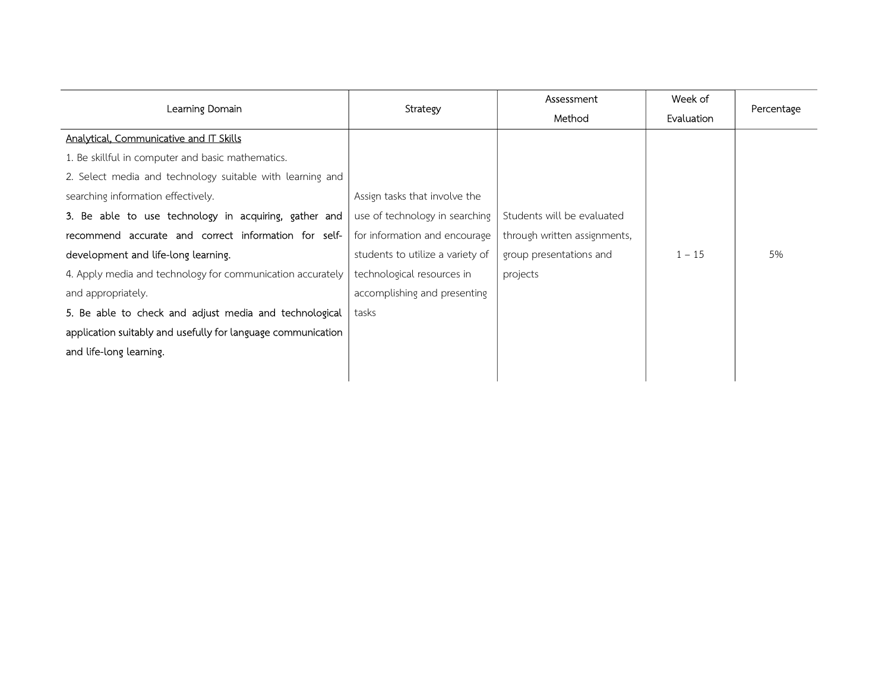| Learning Domain | Strategy | Assessment Method | Week of Evaluation | Percentage |
|---|---|---|---|---|
| <u>Analytical, Communicative and IT Skills</u><br>1. Be skillful in computer and basic mathematics.<br>2. Select media and technology suitable with learning and searching information effectively.<br>**3. Be able to use technology in acquiring, gather and recommend accurate and correct information for self-development and life-long learning.**<br>4. Apply media and technology for communication accurately and appropriately.<br>**5. Be able to check and adjust media and technological application suitably and usefully for language communication and life-long learning.** | Assign tasks that involve the use of technology in searching for information and encourage students to utilize a variety of technological resources in accomplishing and presenting tasks | Students will be evaluated through written assignments, group presentations and projects | 1 – 15 | 5% |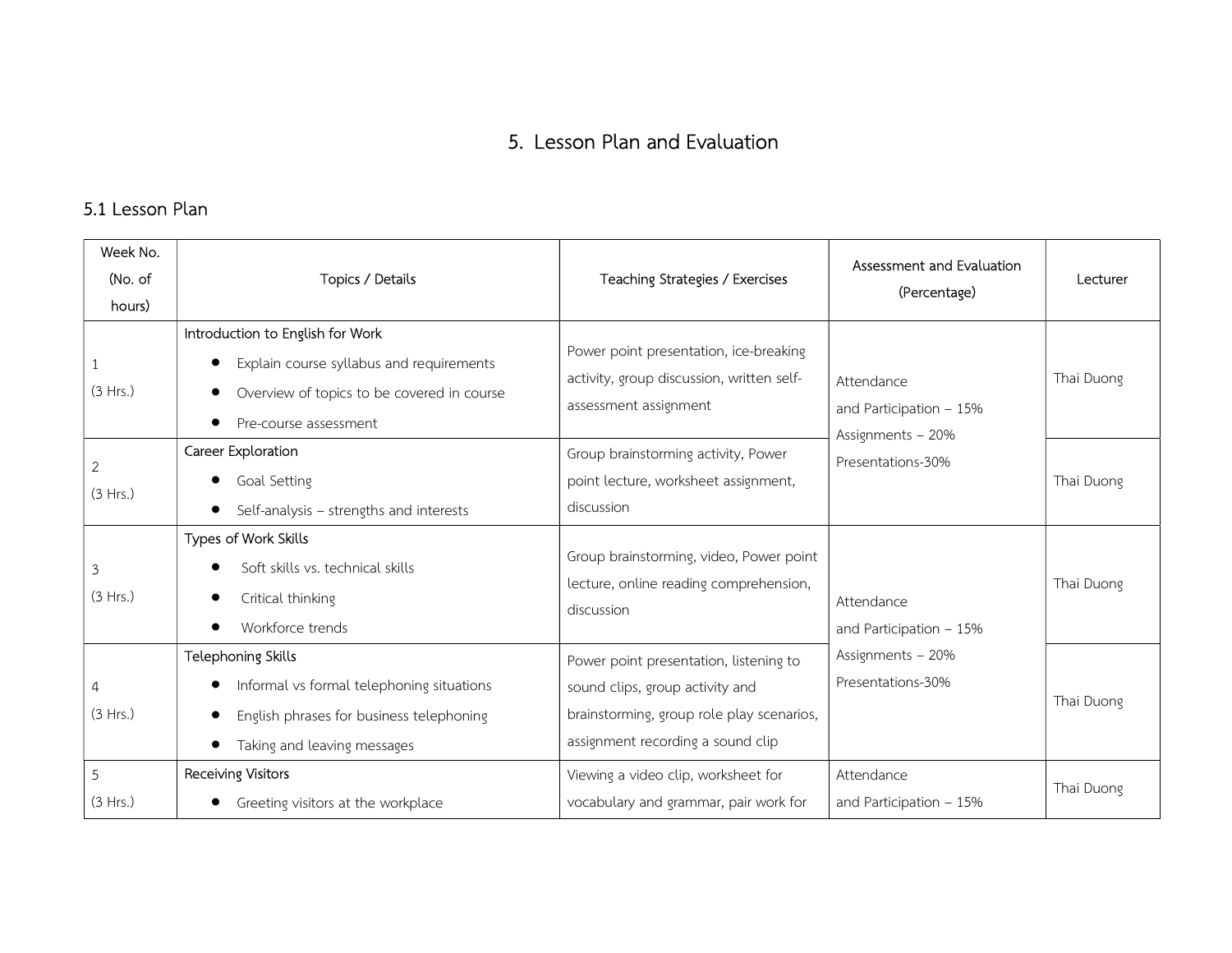# 5. Lesson Plan and Evaluation

## 5.1 Lesson Plan

| Week No. (No. of hours) | Topics / Details | Teaching Strategies / Exercises | Assessment and Evaluation (Percentage) | Lecturer |
|---|---|---|---|---|
| 1 (3 Hrs.) | Introduction to English for Work<br>• Explain course syllabus and requirements<br>• Overview of topics to be covered in course<br>• Pre-course assessment | Power point presentation, ice-breaking activity, group discussion, written self-assessment assignment | Attendance and Participation – 15%<br>Assignments – 20%<br>Presentations-30% | Thai Duong |
| 2 (3 Hrs.) | Career Exploration<br>• Goal Setting<br>• Self-analysis – strengths and interests | Group brainstorming activity, Power point lecture, worksheet assignment, discussion | | Thai Duong |
| 3 (3 Hrs.) | Types of Work Skills<br>• Soft skills vs. technical skills<br>• Critical thinking<br>• Workforce trends | Group brainstorming, video, Power point lecture, online reading comprehension, discussion | Attendance and Participation – 15%<br>Assignments – 20%<br>Presentations-30% | Thai Duong |
| 4 (3 Hrs.) | Telephoning Skills<br>• Informal vs formal telephoning situations<br>• English phrases for business telephoning<br>• Taking and leaving messages | Power point presentation, listening to sound clips, group activity and brainstorming, group role play scenarios, assignment recording a sound clip | | Thai Duong |
| 5 (3 Hrs.) | Receiving Visitors<br>• Greeting visitors at the workplace | Viewing a video clip, worksheet for vocabulary and grammar, pair work for | Attendance and Participation – 15% | Thai Duong |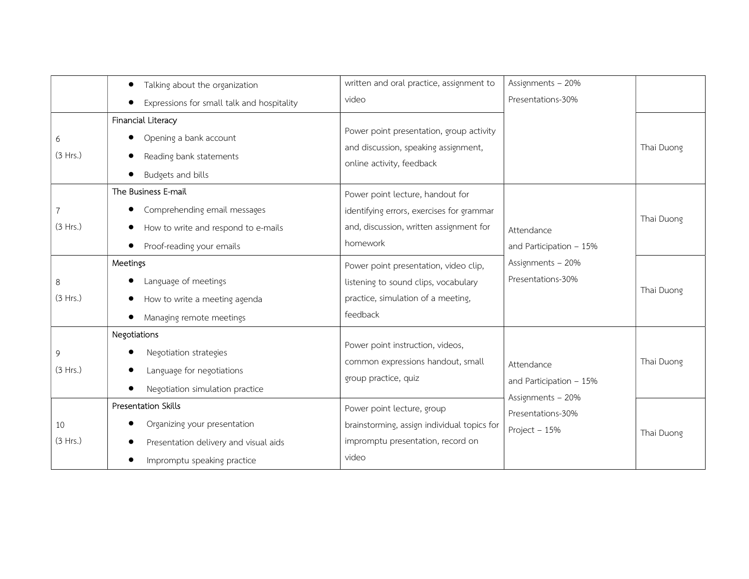| | | | | |
|---|---|---|---|---|
| | • Talking about the organization<br>• Expressions for small talk and hospitality | written and oral practice, assignment to video | Assignments – 20%<br>Presentations-30% | |
| 6<br>(3 Hrs.) | Financial Literacy<br>• Opening a bank account<br>• Reading bank statements<br>• Budgets and bills | Power point presentation, group activity and discussion, speaking assignment, online activity, feedback | | Thai Duong |
| 7<br>(3 Hrs.) | The Business E-mail<br>• Comprehending email messages<br>• How to write and respond to e-mails<br>• Proof-reading your emails | Power point lecture, handout for identifying errors, exercises for grammar and, discussion, written assignment for homework | Attendance<br>and Participation – 15%<br>Assignments – 20%<br>Presentations-30% | Thai Duong |
| 8<br>(3 Hrs.) | Meetings<br>• Language of meetings<br>• How to write a meeting agenda<br>• Managing remote meetings | Power point presentation, video clip, listening to sound clips, vocabulary practice, simulation of a meeting, feedback | | Thai Duong |
| 9<br>(3 Hrs.) | Negotiations<br>• Negotiation strategies<br>• Language for negotiations<br>• Negotiation simulation practice | Power point instruction, videos, common expressions handout, small group practice, quiz | Attendance<br>and Participation – 15%<br>Assignments – 20%<br>Presentations-30%<br>Project – 15% | Thai Duong |
| 10<br>(3 Hrs.) | Presentation Skills<br>• Organizing your presentation<br>• Presentation delivery and visual aids<br>• Impromptu speaking practice | Power point lecture, group brainstorming, assign individual topics for impromptu presentation, record on video | | Thai Duong |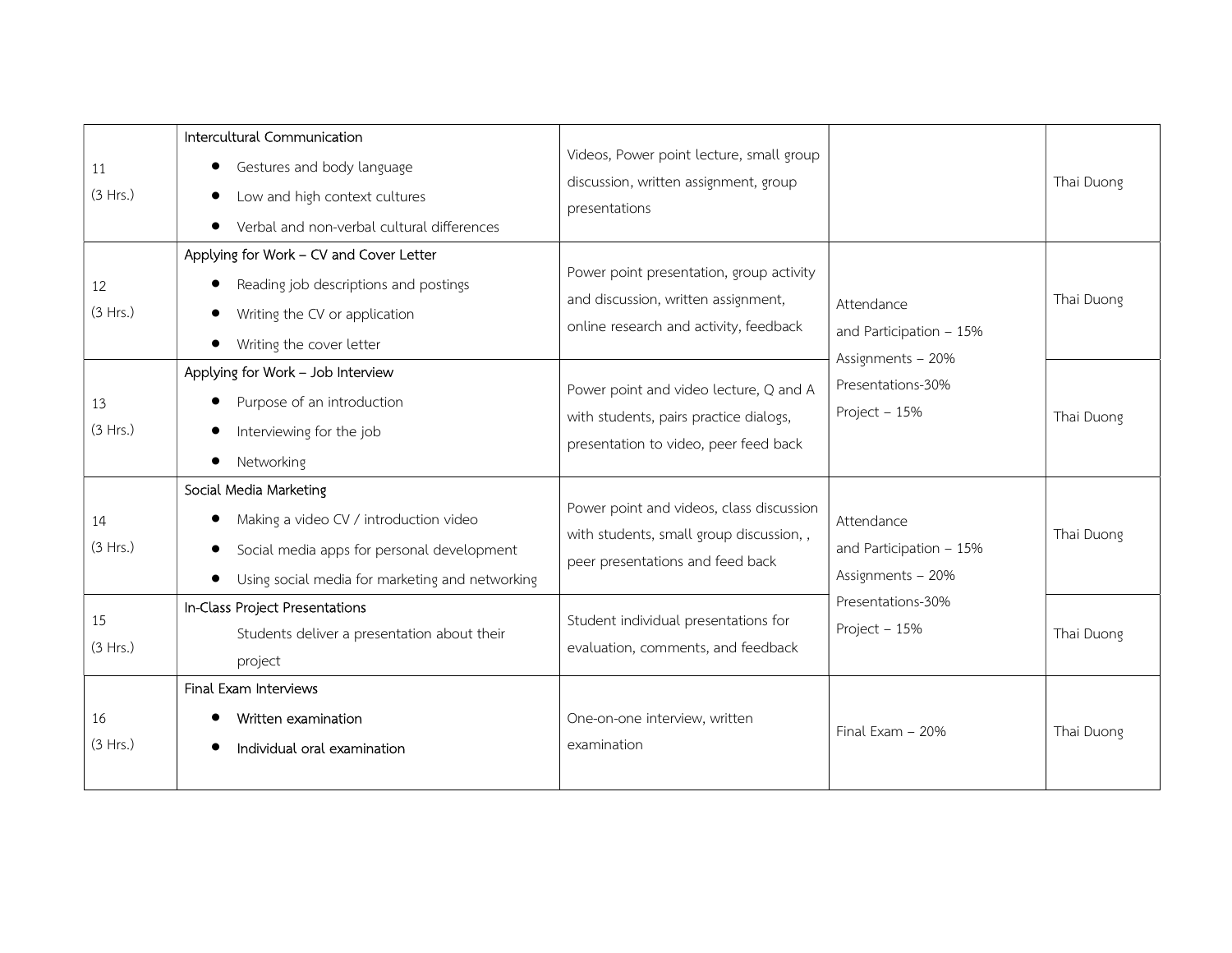| 11 (3 Hrs.) | Intercultural Communication<br>• Gestures and body language<br>• Low and high context cultures<br>• Verbal and non-verbal cultural differences | Videos, Power point lecture, small group discussion, written assignment, group presentations | | Thai Duong |
|---|---|---|---|---|
| 12 (3 Hrs.) | Applying for Work – CV and Cover Letter<br>• Reading job descriptions and postings<br>• Writing the CV or application<br>• Writing the cover letter | Power point presentation, group activity and discussion, written assignment, online research and activity, feedback | Attendance and Participation – 15%<br>Assignments – 20%<br>Presentations-30%<br>Project – 15% | Thai Duong |
| 13 (3 Hrs.) | Applying for Work – Job Interview<br>• Purpose of an introduction<br>• Interviewing for the job<br>• Networking | Power point and video lecture, Q and A with students, pairs practice dialogs, presentation to video, peer feed back | | Thai Duong |
| 14 (3 Hrs.) | Social Media Marketing<br>• Making a video CV / introduction video<br>• Social media apps for personal development<br>• Using social media for marketing and networking | Power point and videos, class discussion with students, small group discussion, , peer presentations and feed back | Attendance and Participation – 15%<br>Assignments – 20%<br>Presentations-30%<br>Project – 15% | Thai Duong |
| 15 (3 Hrs.) | In-Class Project Presentations<br>Students deliver a presentation about their project | Student individual presentations for evaluation, comments, and feedback | | Thai Duong |
| 16 (3 Hrs.) | Final Exam Interviews<br>• Written examination<br>• Individual oral examination | One-on-one interview, written examination | Final Exam – 20% | Thai Duong |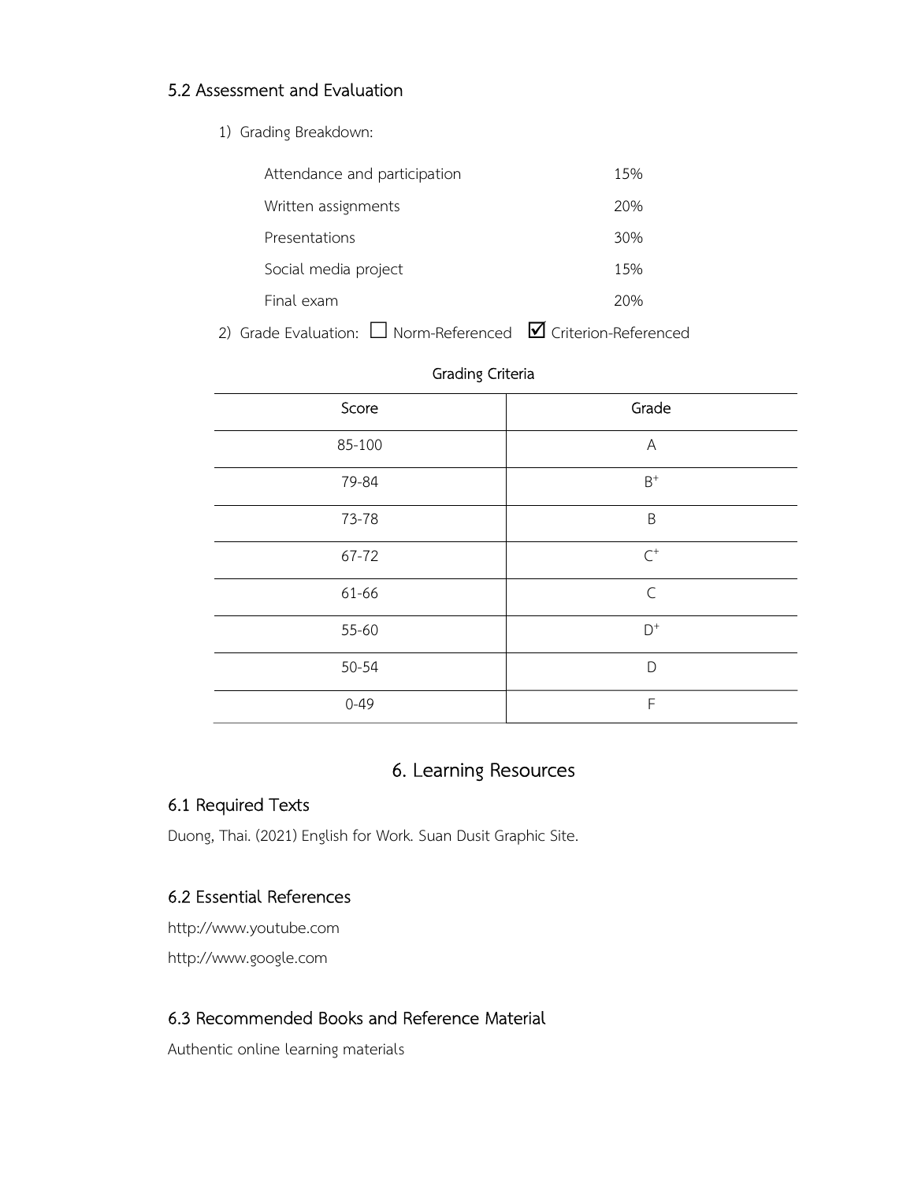### 5.2 Assessment and Evaluation

1) Grading Breakdown:

| | |
|---|---|
| Attendance and participation | 15% |
| Written assignments | 20% |
| Presentations | 30% |
| Social media project | 15% |
| Final exam | 20% |

2) Grade Evaluation: ☐ Norm-Referenced ☑ Criterion-Referenced

**Grading Criteria**

| Score | Grade |
|---|---|
| 85-100 | A |
| 79-84 | $B^+$ |
| 73-78 | B |
| 67-72 | $C^+$ |
| 61-66 | C |
| 55-60 | $D^+$ |
| 50-54 | D |
| 0-49 | F |

## 6. Learning Resources

### 6.1 Required Texts

Duong, Thai. (2021) English for Work. Suan Dusit Graphic Site.

### 6.2 Essential References

http://www.youtube.com

http://www.google.com

### 6.3 Recommended Books and Reference Material

Authentic online learning materials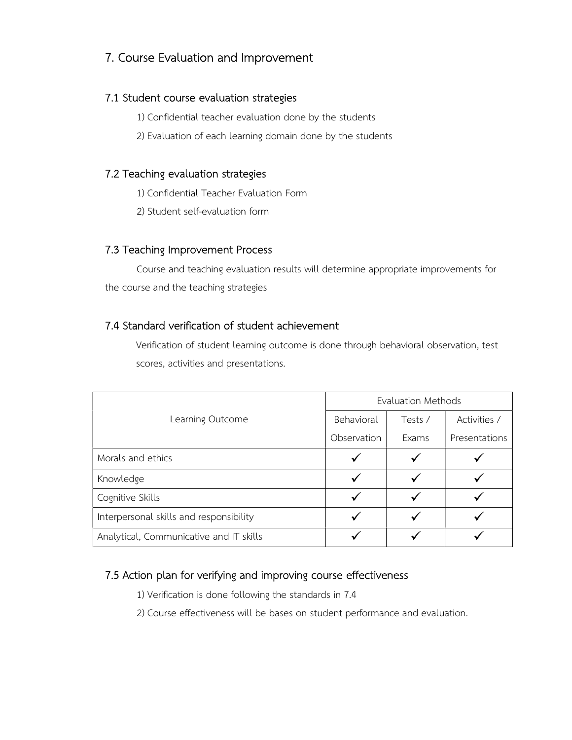## 7. Course Evaluation and Improvement

### 7.1 Student course evaluation strategies

1) Confidential teacher evaluation done by the students

2) Evaluation of each learning domain done by the students

### 7.2 Teaching evaluation strategies

1) Confidential Teacher Evaluation Form

2) Student self-evaluation form

### 7.3 Teaching Improvement Process

Course and teaching evaluation results will determine appropriate improvements for the course and the teaching strategies

### 7.4 Standard verification of student achievement

Verification of student learning outcome is done through behavioral observation, test scores, activities and presentations.

| Learning Outcome | Evaluation Methods | | |
|---|---|---|---|
| | Behavioral Observation | Tests / Exams | Activities / Presentations |
| Morals and ethics | ✓ | ✓ | ✓ |
| Knowledge | ✓ | ✓ | ✓ |
| Cognitive Skills | ✓ | ✓ | ✓ |
| Interpersonal skills and responsibility | ✓ | ✓ | ✓ |
| Analytical, Communicative and IT skills | ✓ | ✓ | ✓ |

### 7.5 Action plan for verifying and improving course effectiveness

1) Verification is done following the standards in 7.4

2) Course effectiveness will be bases on student performance and evaluation.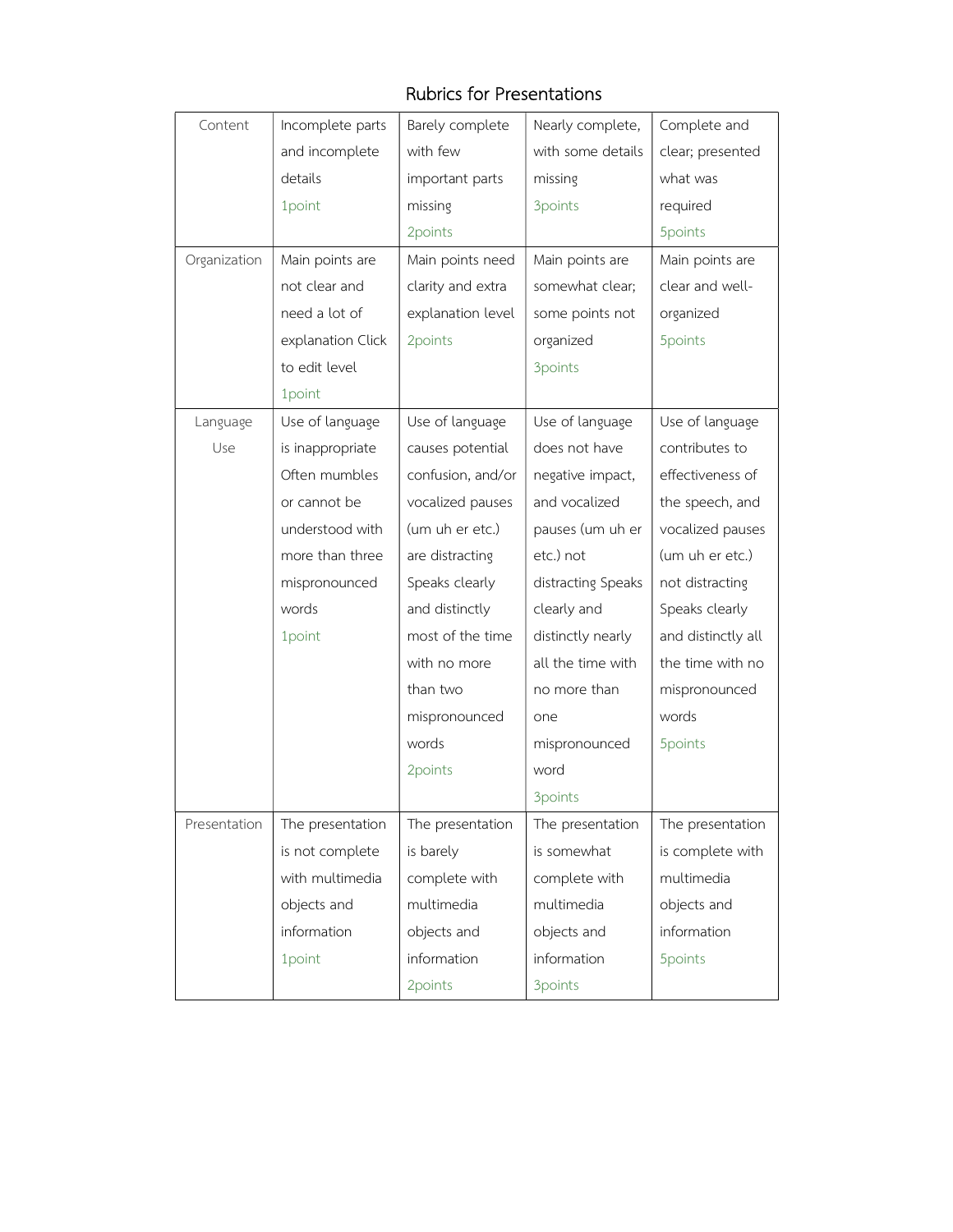# Rubrics for Presentations

| | | | | |
|---|---|---|---|---|
| Content | Incomplete parts and incomplete details 1point | Barely complete with few important parts missing 2points | Nearly complete, with some details missing 3points | Complete and clear; presented what was required 5points |
| Organization | Main points are not clear and need a lot of explanation Click to edit level 1point | Main points need clarity and extra explanation level 2points | Main points are somewhat clear; some points not organized 3points | Main points are clear and well-organized 5points |
| Language Use | Use of language is inappropriate Often mumbles or cannot be understood with more than three mispronounced words 1point | Use of language causes potential confusion, and/or vocalized pauses (um uh er etc.) are distracting Speaks clearly and distinctly most of the time with no more than two mispronounced words 2points | Use of language does not have negative impact, and vocalized pauses (um uh er etc.) not distracting Speaks clearly and distinctly nearly all the time with no more than one mispronounced word 3points | Use of language contributes to effectiveness of the speech, and vocalized pauses (um uh er etc.) not distracting Speaks clearly and distinctly all the time with no mispronounced words 5points |
| Presentation | The presentation is not complete with multimedia objects and information 1point | The presentation is barely complete with multimedia objects and information 2points | The presentation is somewhat complete with multimedia objects and information 3points | The presentation is complete with multimedia objects and information 5points |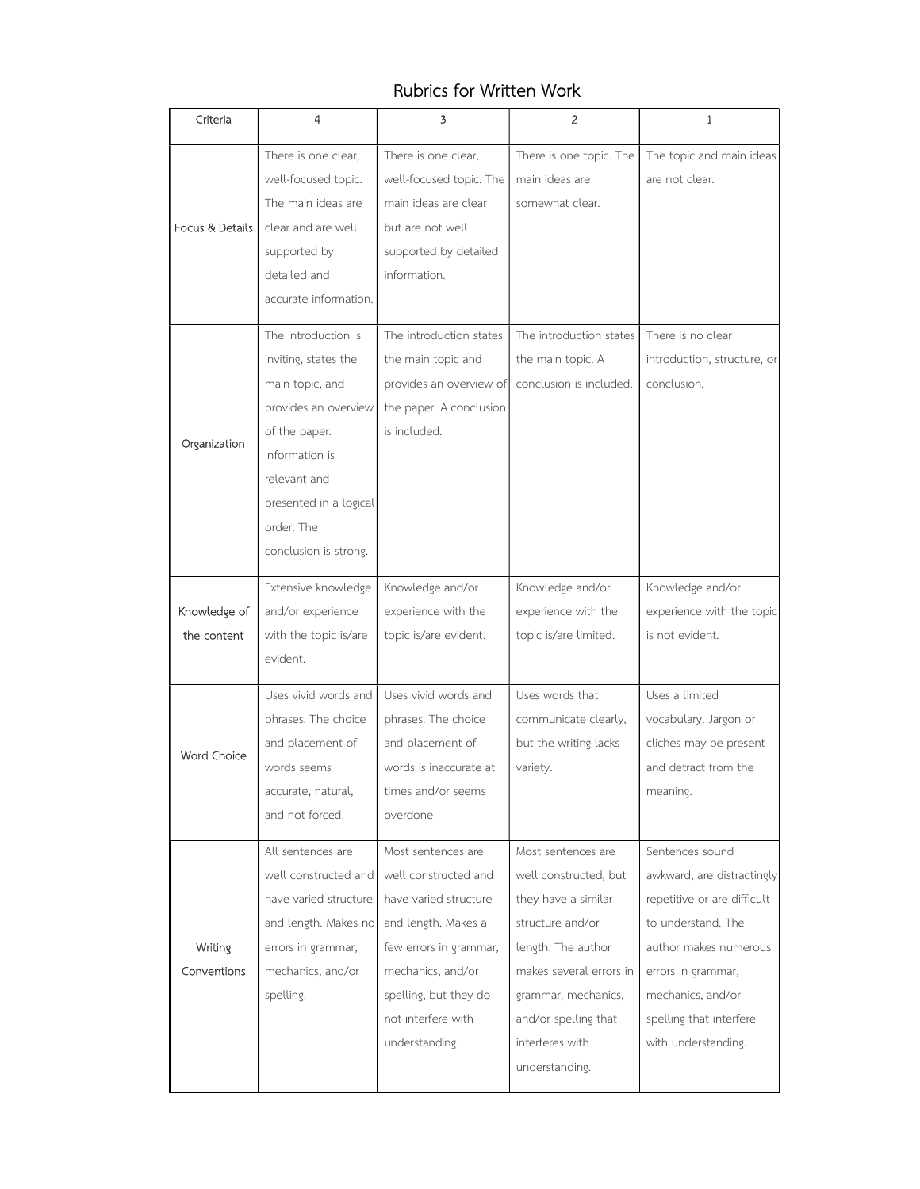# Rubrics for Written Work

| Criteria | 4 | 3 | 2 | 1 |
|---|---|---|---|---|
| Focus & Details | There is one clear, well-focused topic. The main ideas are clear and are well supported by detailed and accurate information. | There is one clear, well-focused topic. The main ideas are clear but are not well supported by detailed information. | There is one topic. The main ideas are somewhat clear. | The topic and main ideas are not clear. |
| Organization | The introduction is inviting, states the main topic, and provides an overview of the paper. Information is relevant and presented in a logical order. The conclusion is strong. | The introduction states the main topic and provides an overview of the paper. A conclusion is included. | The introduction states the main topic. A conclusion is included. | There is no clear introduction, structure, or conclusion. |
| Knowledge of the content | Extensive knowledge and/or experience with the topic is/are evident. | Knowledge and/or experience with the topic is/are evident. | Knowledge and/or experience with the topic is/are limited. | Knowledge and/or experience with the topic is not evident. |
| Word Choice | Uses vivid words and phrases. The choice and placement of words seems accurate, natural, and not forced. | Uses vivid words and phrases. The choice and placement of words is inaccurate at times and/or seems overdone | Uses words that communicate clearly, but the writing lacks variety. | Uses a limited vocabulary. Jargon or clichés may be present and detract from the meaning. |
| Writing Conventions | All sentences are well constructed and have varied structure and length. Makes no errors in grammar, mechanics, and/or spelling. | Most sentences are well constructed and have varied structure and length. Makes a few errors in grammar, mechanics, and/or spelling, but they do not interfere with understanding. | Most sentences are well constructed, but they have a similar structure and/or length. The author makes several errors in grammar, mechanics, and/or spelling that interferes with understanding. | Sentences sound awkward, are distractingly repetitive or are difficult to understand. The author makes numerous errors in grammar, mechanics, and/or spelling that interfere with understanding. |